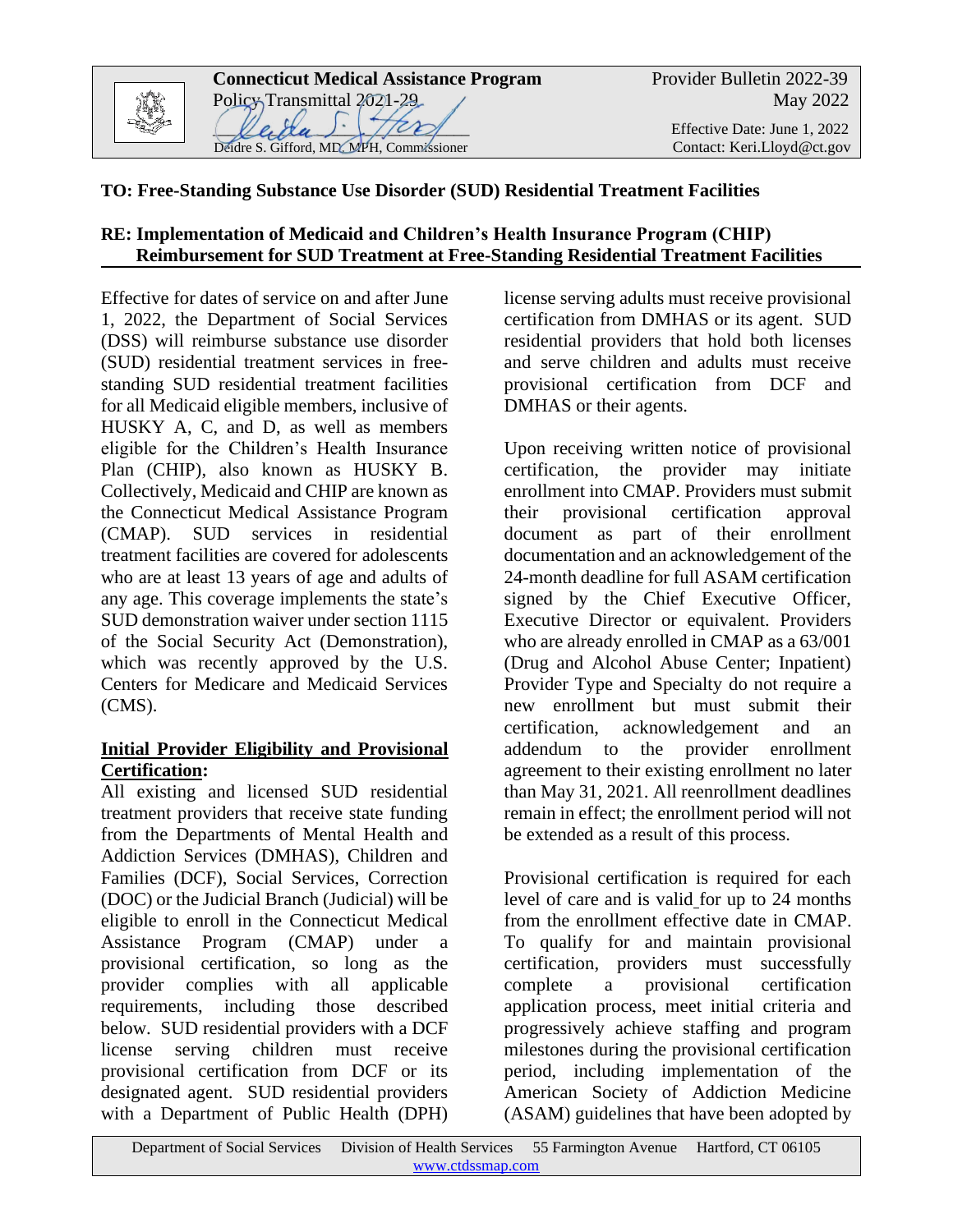**Connecticut Medical Assistance Program**
Policy Transmittal 2021-29

Deidre S. Gifford, MD, MPH, Commissioner

Provider Bulletin 2022-39
May 2022

Effective Date: June 1, 2022
Contact: Keri.Lloyd@ct.gov

**TO: Free-Standing Substance Use Disorder (SUD) Residential Treatment Facilities**

**RE: Implementation of Medicaid and Children's Health Insurance Program (CHIP) Reimbursement for SUD Treatment at Free-Standing Residential Treatment Facilities**

Effective for dates of service on and after June 1, 2022, the Department of Social Services (DSS) will reimburse substance use disorder (SUD) residential treatment services in free-standing SUD residential treatment facilities for all Medicaid eligible members, inclusive of HUSKY A, C, and D, as well as members eligible for the Children's Health Insurance Plan (CHIP), also known as HUSKY B. Collectively, Medicaid and CHIP are known as the Connecticut Medical Assistance Program (CMAP). SUD services in residential treatment facilities are covered for adolescents who are at least 13 years of age and adults of any age. This coverage implements the state's SUD demonstration waiver under section 1115 of the Social Security Act (Demonstration), which was recently approved by the U.S. Centers for Medicare and Medicaid Services (CMS).

**Initial Provider Eligibility and Provisional Certification:**

All existing and licensed SUD residential treatment providers that receive state funding from the Departments of Mental Health and Addiction Services (DMHAS), Children and Families (DCF), Social Services, Correction (DOC) or the Judicial Branch (Judicial) will be eligible to enroll in the Connecticut Medical Assistance Program (CMAP) under a provisional certification, so long as the provider complies with all applicable requirements, including those described below. SUD residential providers with a DCF license serving children must receive provisional certification from DCF or its designated agent. SUD residential providers with a Department of Public Health (DPH) license serving adults must receive provisional certification from DMHAS or its agent. SUD residential providers that hold both licenses and serve children and adults must receive provisional certification from DCF and DMHAS or their agents.

Upon receiving written notice of provisional certification, the provider may initiate enrollment into CMAP. Providers must submit their provisional certification approval document as part of their enrollment documentation and an acknowledgement of the 24-month deadline for full ASAM certification signed by the Chief Executive Officer, Executive Director or equivalent. Providers who are already enrolled in CMAP as a 63/001 (Drug and Alcohol Abuse Center; Inpatient) Provider Type and Specialty do not require a new enrollment but must submit their certification, acknowledgement and an addendum to the provider enrollment agreement to their existing enrollment no later than May 31, 2021. All reenrollment deadlines remain in effect; the enrollment period will not be extended as a result of this process.

Provisional certification is required for each level of care and is valid for up to 24 months from the enrollment effective date in CMAP. To qualify for and maintain provisional certification, providers must successfully complete a provisional certification application process, meet initial criteria and progressively achieve staffing and program milestones during the provisional certification period, including implementation of the American Society of Addiction Medicine (ASAM) guidelines that have been adopted by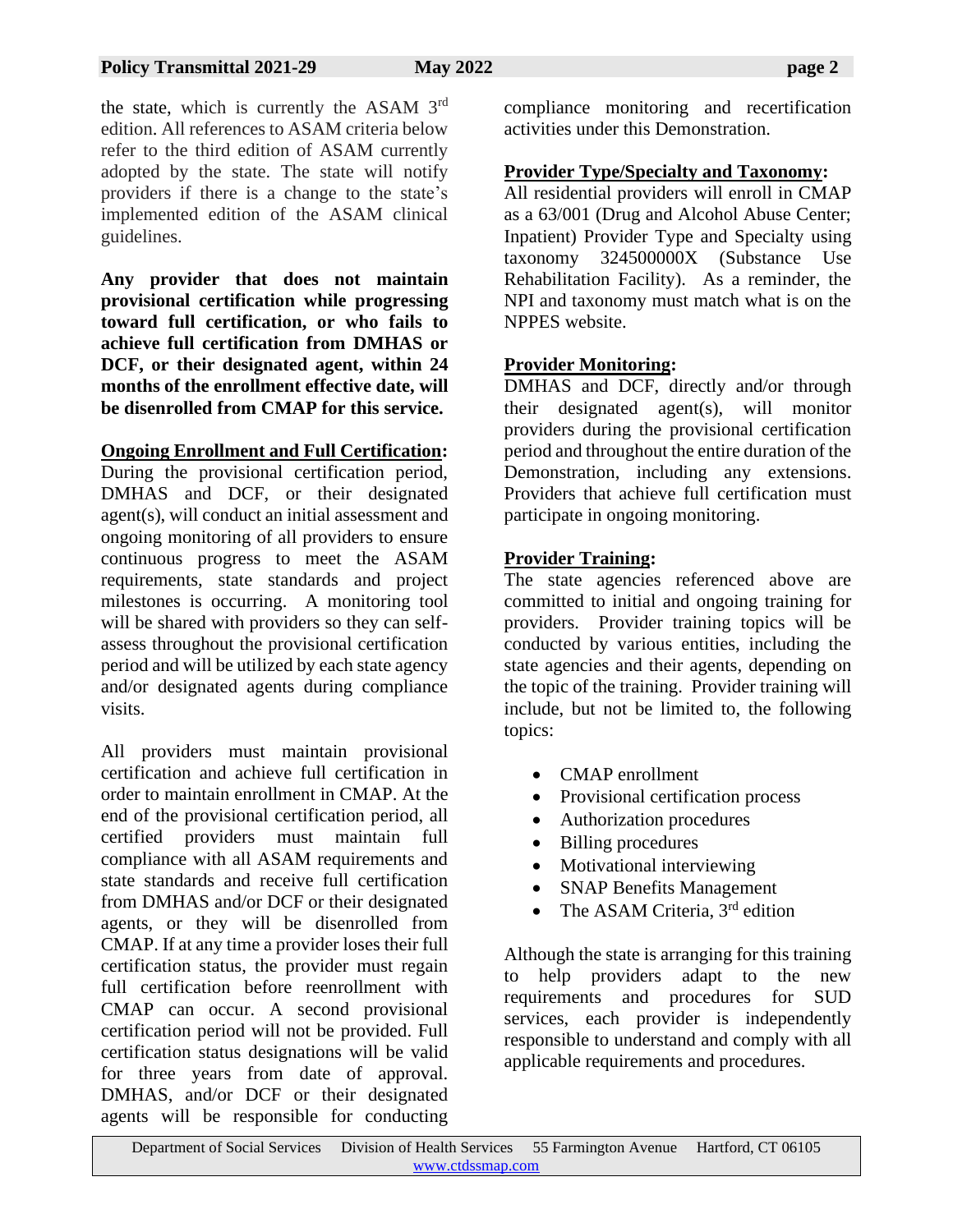the state, which is currently the ASAM 3rd edition. All references to ASAM criteria below refer to the third edition of ASAM currently adopted by the state. The state will notify providers if there is a change to the state's implemented edition of the ASAM clinical guidelines.

**Any provider that does not maintain provisional certification while progressing toward full certification, or who fails to achieve full certification from DMHAS or DCF, or their designated agent, within 24 months of the enrollment effective date, will be disenrolled from CMAP for this service.**

**<u>Ongoing Enrollment and Full Certification</u>:**
During the provisional certification period, DMHAS and DCF, or their designated agent(s), will conduct an initial assessment and ongoing monitoring of all providers to ensure continuous progress to meet the ASAM requirements, state standards and project milestones is occurring. A monitoring tool will be shared with providers so they can self-assess throughout the provisional certification period and will be utilized by each state agency and/or designated agents during compliance visits.

All providers must maintain provisional certification and achieve full certification in order to maintain enrollment in CMAP. At the end of the provisional certification period, all certified providers must maintain full compliance with all ASAM requirements and state standards and receive full certification from DMHAS and/or DCF or their designated agents, or they will be disenrolled from CMAP. If at any time a provider loses their full certification status, the provider must regain full certification before reenrollment with CMAP can occur. A second provisional certification period will not be provided. Full certification status designations will be valid for three years from date of approval. DMHAS, and/or DCF or their designated agents will be responsible for conducting compliance monitoring and recertification activities under this Demonstration.

**<u>Provider Type/Specialty and Taxonomy</u>:**
All residential providers will enroll in CMAP as a 63/001 (Drug and Alcohol Abuse Center; Inpatient) Provider Type and Specialty using taxonomy 324500000X (Substance Use Rehabilitation Facility). As a reminder, the NPI and taxonomy must match what is on the NPPES website.

**<u>Provider Monitoring</u>:**
DMHAS and DCF, directly and/or through their designated agent(s), will monitor providers during the provisional certification period and throughout the entire duration of the Demonstration, including any extensions. Providers that achieve full certification must participate in ongoing monitoring.

**<u>Provider Training</u>:**
The state agencies referenced above are committed to initial and ongoing training for providers. Provider training topics will be conducted by various entities, including the state agencies and their agents, depending on the topic of the training. Provider training will include, but not be limited to, the following topics:

- CMAP enrollment
- Provisional certification process
- Authorization procedures
- Billing procedures
- Motivational interviewing
- SNAP Benefits Management
- The ASAM Criteria, 3rd edition

Although the state is arranging for this training to help providers adapt to the new requirements and procedures for SUD services, each provider is independently responsible to understand and comply with all applicable requirements and procedures.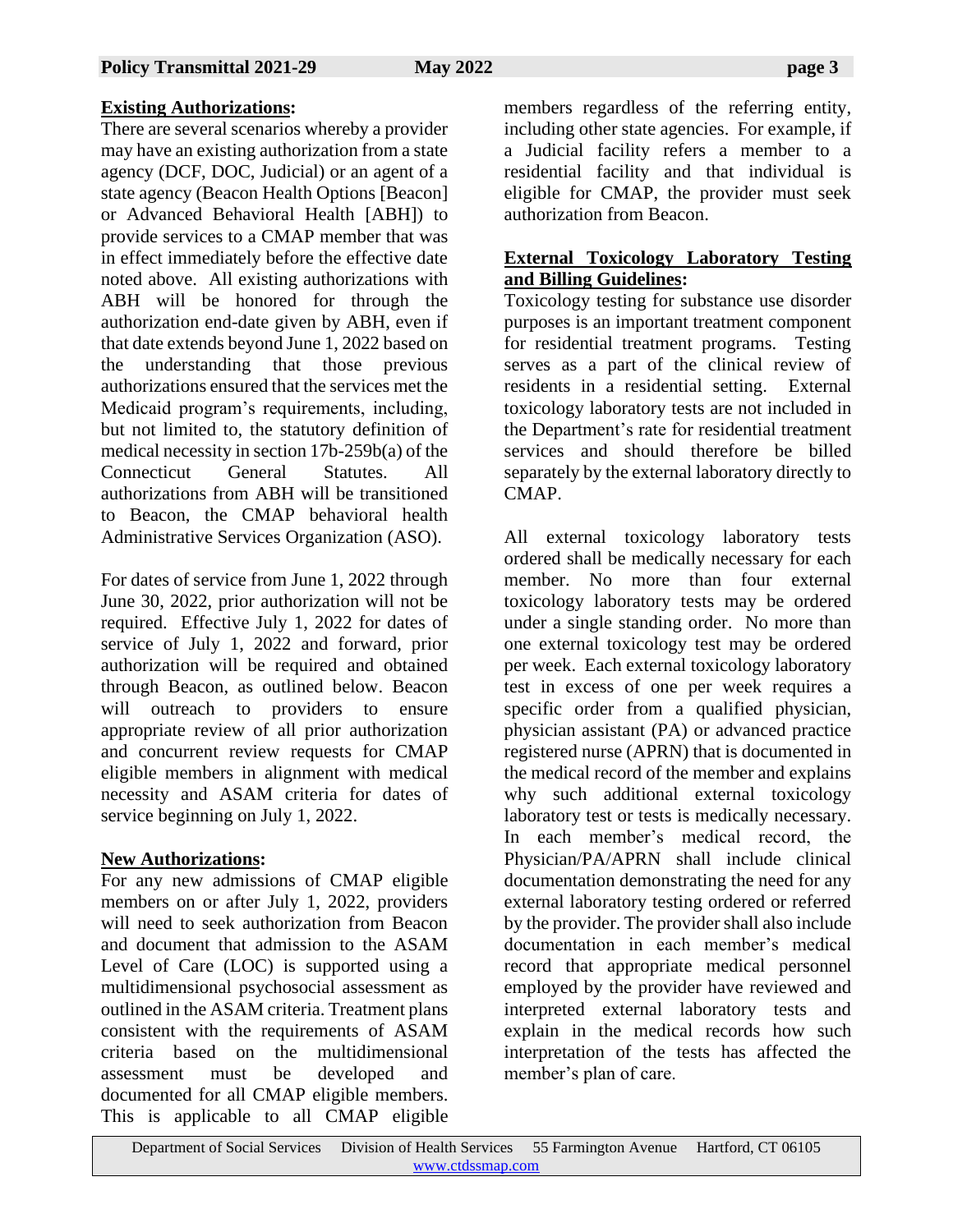**Existing Authorizations:**

There are several scenarios whereby a provider may have an existing authorization from a state agency (DCF, DOC, Judicial) or an agent of a state agency (Beacon Health Options [Beacon] or Advanced Behavioral Health [ABH]) to provide services to a CMAP member that was in effect immediately before the effective date noted above. All existing authorizations with ABH will be honored for through the authorization end-date given by ABH, even if that date extends beyond June 1, 2022 based on the understanding that those previous authorizations ensured that the services met the Medicaid program's requirements, including, but not limited to, the statutory definition of medical necessity in section 17b-259b(a) of the Connecticut General Statutes. All authorizations from ABH will be transitioned to Beacon, the CMAP behavioral health Administrative Services Organization (ASO).

For dates of service from June 1, 2022 through June 30, 2022, prior authorization will not be required. Effective July 1, 2022 for dates of service of July 1, 2022 and forward, prior authorization will be required and obtained through Beacon, as outlined below. Beacon will outreach to providers to ensure appropriate review of all prior authorization and concurrent review requests for CMAP eligible members in alignment with medical necessity and ASAM criteria for dates of service beginning on July 1, 2022.

**New Authorizations:**

For any new admissions of CMAP eligible members on or after July 1, 2022, providers will need to seek authorization from Beacon and document that admission to the ASAM Level of Care (LOC) is supported using a multidimensional psychosocial assessment as outlined in the ASAM criteria. Treatment plans consistent with the requirements of ASAM criteria based on the multidimensional assessment must be developed and documented for all CMAP eligible members. This is applicable to all CMAP eligible members regardless of the referring entity, including other state agencies. For example, if a Judicial facility refers a member to a residential facility and that individual is eligible for CMAP, the provider must seek authorization from Beacon.

**External Toxicology Laboratory Testing and Billing Guidelines:**

Toxicology testing for substance use disorder purposes is an important treatment component for residential treatment programs. Testing serves as a part of the clinical review of residents in a residential setting. External toxicology laboratory tests are not included in the Department's rate for residential treatment services and should therefore be billed separately by the external laboratory directly to CMAP.

All external toxicology laboratory tests ordered shall be medically necessary for each member. No more than four external toxicology laboratory tests may be ordered under a single standing order. No more than one external toxicology test may be ordered per week. Each external toxicology laboratory test in excess of one per week requires a specific order from a qualified physician, physician assistant (PA) or advanced practice registered nurse (APRN) that is documented in the medical record of the member and explains why such additional external toxicology laboratory test or tests is medically necessary. In each member's medical record, the Physician/PA/APRN shall include clinical documentation demonstrating the need for any external laboratory testing ordered or referred by the provider. The provider shall also include documentation in each member's medical record that appropriate medical personnel employed by the provider have reviewed and interpreted external laboratory tests and explain in the medical records how such interpretation of the tests has affected the member's plan of care.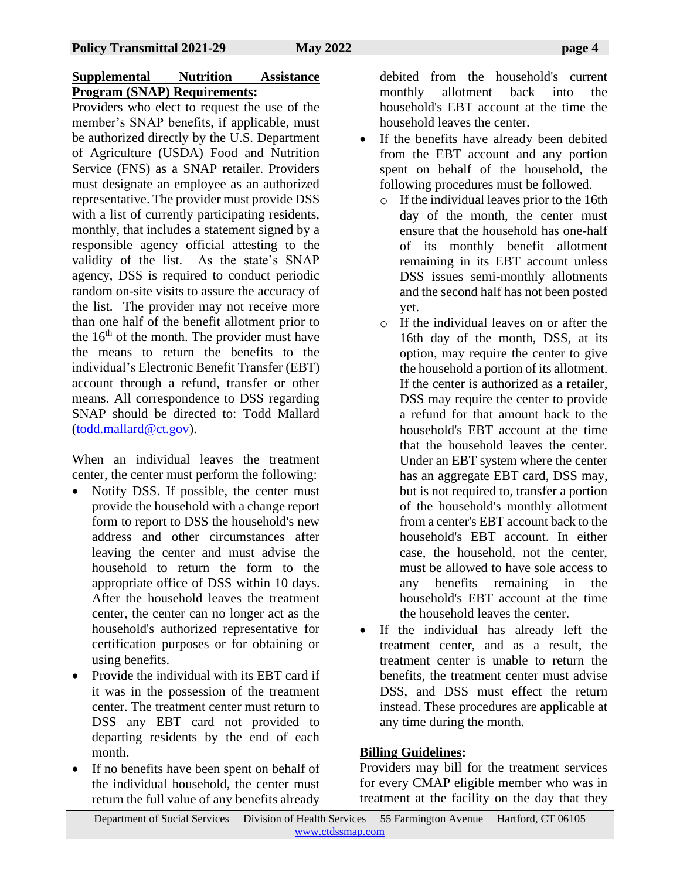**Supplemental Nutrition Assistance Program (SNAP) Requirements:**

Providers who elect to request the use of the member's SNAP benefits, if applicable, must be authorized directly by the U.S. Department of Agriculture (USDA) Food and Nutrition Service (FNS) as a SNAP retailer. Providers must designate an employee as an authorized representative. The provider must provide DSS with a list of currently participating residents, monthly, that includes a statement signed by a responsible agency official attesting to the validity of the list. As the state's SNAP agency, DSS is required to conduct periodic random on-site visits to assure the accuracy of the list. The provider may not receive more than one half of the benefit allotment prior to the 16th of the month. The provider must have the means to return the benefits to the individual's Electronic Benefit Transfer (EBT) account through a refund, transfer or other means. All correspondence to DSS regarding SNAP should be directed to: Todd Mallard (todd.mallard@ct.gov).

When an individual leaves the treatment center, the center must perform the following:

- Notify DSS. If possible, the center must provide the household with a change report form to report to DSS the household's new address and other circumstances after leaving the center and must advise the household to return the form to the appropriate office of DSS within 10 days. After the household leaves the treatment center, the center can no longer act as the household's authorized representative for certification purposes or for obtaining or using benefits.
- Provide the individual with its EBT card if it was in the possession of the treatment center. The treatment center must return to DSS any EBT card not provided to departing residents by the end of each month.
- If no benefits have been spent on behalf of the individual household, the center must return the full value of any benefits already debited from the household's current monthly allotment back into the household's EBT account at the time the household leaves the center.
- If the benefits have already been debited from the EBT account and any portion spent on behalf of the household, the following procedures must be followed.
  - If the individual leaves prior to the 16th day of the month, the center must ensure that the household has one-half of its monthly benefit allotment remaining in its EBT account unless DSS issues semi-monthly allotments and the second half has not been posted yet.
  - If the individual leaves on or after the 16th day of the month, DSS, at its option, may require the center to give the household a portion of its allotment. If the center is authorized as a retailer, DSS may require the center to provide a refund for that amount back to the household's EBT account at the time that the household leaves the center. Under an EBT system where the center has an aggregate EBT card, DSS may, but is not required to, transfer a portion of the household's monthly allotment from a center's EBT account back to the household's EBT account. In either case, the household, not the center, must be allowed to have sole access to any benefits remaining in the household's EBT account at the time the household leaves the center.
- If the individual has already left the treatment center, and as a result, the treatment center is unable to return the benefits, the treatment center must advise DSS, and DSS must effect the return instead. These procedures are applicable at any time during the month.

**Billing Guidelines:**

Providers may bill for the treatment services for every CMAP eligible member who was in treatment at the facility on the day that they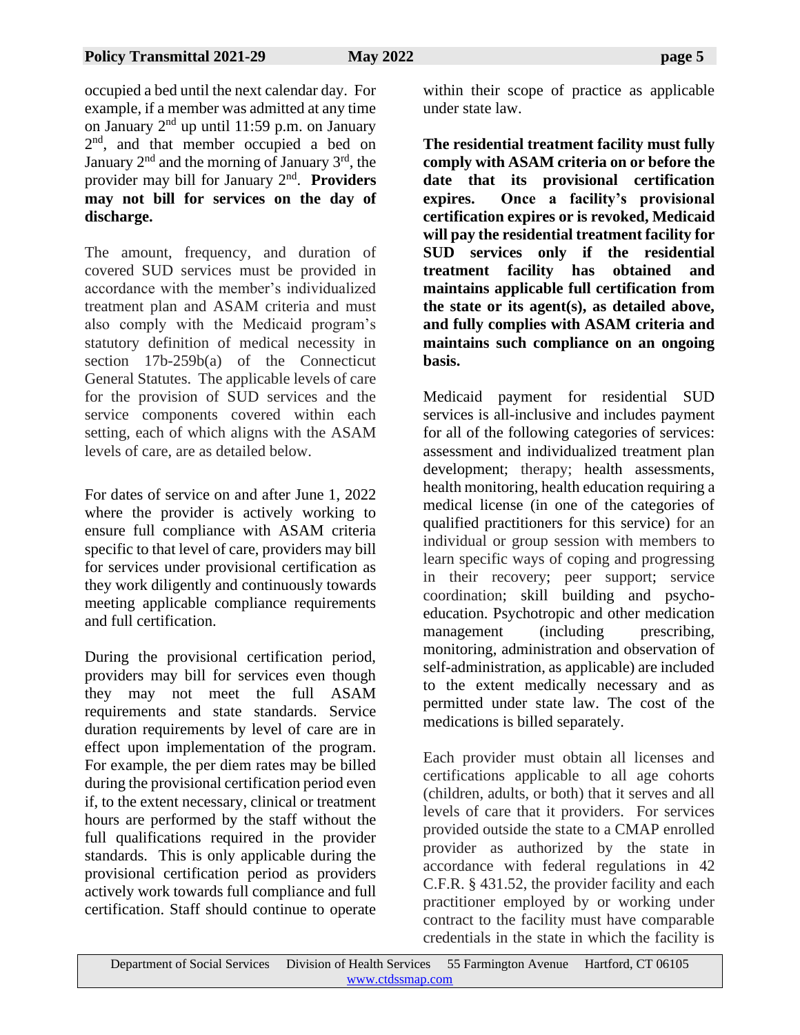occupied a bed until the next calendar day. For example, if a member was admitted at any time on January 2nd up until 11:59 p.m. on January 2nd, and that member occupied a bed on January 2nd and the morning of January 3rd, the provider may bill for January 2nd. **Providers may not bill for services on the day of discharge.**

The amount, frequency, and duration of covered SUD services must be provided in accordance with the member's individualized treatment plan and ASAM criteria and must also comply with the Medicaid program's statutory definition of medical necessity in section 17b-259b(a) of the Connecticut General Statutes. The applicable levels of care for the provision of SUD services and the service components covered within each setting, each of which aligns with the ASAM levels of care, are as detailed below.

For dates of service on and after June 1, 2022 where the provider is actively working to ensure full compliance with ASAM criteria specific to that level of care, providers may bill for services under provisional certification as they work diligently and continuously towards meeting applicable compliance requirements and full certification.

During the provisional certification period, providers may bill for services even though they may not meet the full ASAM requirements and state standards. Service duration requirements by level of care are in effect upon implementation of the program. For example, the per diem rates may be billed during the provisional certification period even if, to the extent necessary, clinical or treatment hours are performed by the staff without the full qualifications required in the provider standards. This is only applicable during the provisional certification period as providers actively work towards full compliance and full certification. Staff should continue to operate within their scope of practice as applicable under state law.

**The residential treatment facility must fully comply with ASAM criteria on or before the date that its provisional certification expires. Once a facility's provisional certification expires or is revoked, Medicaid will pay the residential treatment facility for SUD services only if the residential treatment facility has obtained and maintains applicable full certification from the state or its agent(s), as detailed above, and fully complies with ASAM criteria and maintains such compliance on an ongoing basis.**

Medicaid payment for residential SUD services is all-inclusive and includes payment for all of the following categories of services: assessment and individualized treatment plan development; therapy; health assessments, health monitoring, health education requiring a medical license (in one of the categories of qualified practitioners for this service) for an individual or group session with members to learn specific ways of coping and progressing in their recovery; peer support; service coordination; skill building and psycho-education. Psychotropic and other medication management (including prescribing, monitoring, administration and observation of self-administration, as applicable) are included to the extent medically necessary and as permitted under state law. The cost of the medications is billed separately.

Each provider must obtain all licenses and certifications applicable to all age cohorts (children, adults, or both) that it serves and all levels of care that it providers. For services provided outside the state to a CMAP enrolled provider as authorized by the state in accordance with federal regulations in 42 C.F.R. § 431.52, the provider facility and each practitioner employed by or working under contract to the facility must have comparable credentials in the state in which the facility is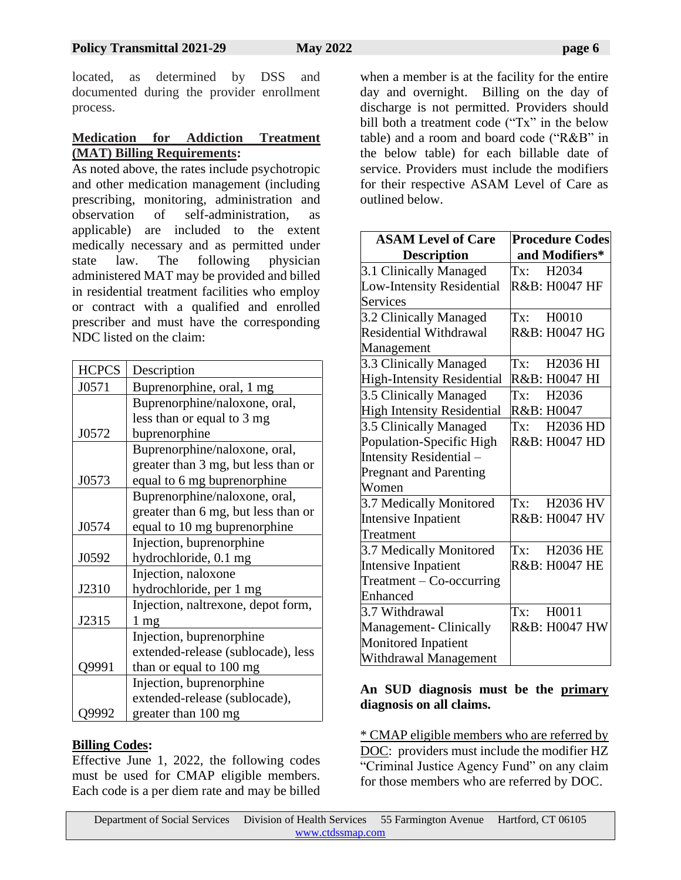located, as determined by DSS and documented during the provider enrollment process.

**Medication for Addiction Treatment (MAT) Billing Requirements:**

As noted above, the rates include psychotropic and other medication management (including prescribing, monitoring, administration and observation of self-administration, as applicable) are included to the extent medically necessary and as permitted under state law. The following physician administered MAT may be provided and billed in residential treatment facilities who employ or contract with a qualified and enrolled prescriber and must have the corresponding NDC listed on the claim:

| HCPCS | Description |
|---|---|
| J0571 | Buprenorphine, oral, 1 mg |
| J0572 | Buprenorphine/naloxone, oral, less than or equal to 3 mg buprenorphine |
| J0573 | Buprenorphine/naloxone, oral, greater than 3 mg, but less than or equal to 6 mg buprenorphine |
| J0574 | Buprenorphine/naloxone, oral, greater than 6 mg, but less than or equal to 10 mg buprenorphine |
| J0592 | Injection, buprenorphine hydrochloride, 0.1 mg |
| J2310 | Injection, naloxone hydrochloride, per 1 mg |
| J2315 | Injection, naltrexone, depot form, 1 mg |
| Q9991 | Injection, buprenorphine extended-release (sublocade), less than or equal to 100 mg |
| Q9992 | Injection, buprenorphine extended-release (sublocade), greater than 100 mg |

**Billing Codes:**

Effective June 1, 2022, the following codes must be used for CMAP eligible members. Each code is a per diem rate and may be billed when a member is at the facility for the entire day and overnight. Billing on the day of discharge is not permitted. Providers should bill both a treatment code ("Tx" in the below table) and a room and board code ("R&B" in the below table) for each billable date of service. Providers must include the modifiers for their respective ASAM Level of Care as outlined below.

| ASAM Level of Care Description | Procedure Codes and Modifiers* |
|---|---|
| 3.1 Clinically Managed Low-Intensity Residential Services | Tx: H2034<br>R&B: H0047 HF |
| 3.2 Clinically Managed Residential Withdrawal Management | Tx: H0010<br>R&B: H0047 HG |
| 3.3 Clinically Managed High-Intensity Residential | Tx: H2036 HI<br>R&B: H0047 HI |
| 3.5 Clinically Managed High Intensity Residential | Tx: H2036<br>R&B: H0047 |
| 3.5 Clinically Managed Population-Specific High Intensity Residential – Pregnant and Parenting Women | Tx: H2036 HD<br>R&B: H0047 HD |
| 3.7 Medically Monitored Intensive Inpatient Treatment | Tx: H2036 HV<br>R&B: H0047 HV |
| 3.7 Medically Monitored Intensive Inpatient Treatment – Co-occurring Enhanced | Tx: H2036 HE<br>R&B: H0047 HE |
| 3.7 Withdrawal Management- Clinically Monitored Inpatient Withdrawal Management | Tx: H0011<br>R&B: H0047 HW |

**An SUD diagnosis must be the primary diagnosis on all claims.**

* CMAP eligible members who are referred by DOC: providers must include the modifier HZ "Criminal Justice Agency Fund" on any claim for those members who are referred by DOC.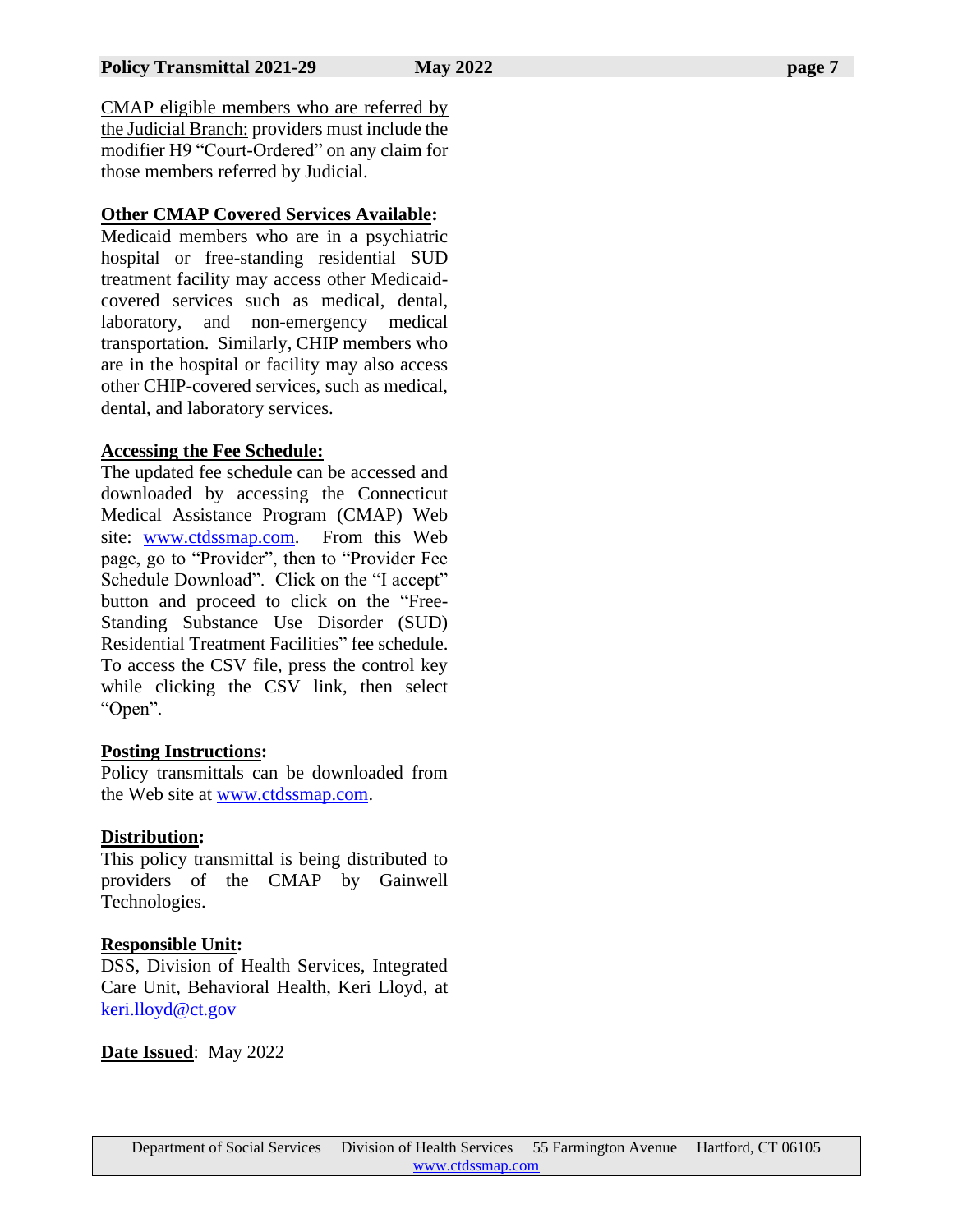CMAP eligible members who are referred by the Judicial Branch: providers must include the modifier H9 "Court-Ordered" on any claim for those members referred by Judicial.

**Other CMAP Covered Services Available:**

Medicaid members who are in a psychiatric hospital or free-standing residential SUD treatment facility may access other Medicaid-covered services such as medical, dental, laboratory, and non-emergency medical transportation. Similarly, CHIP members who are in the hospital or facility may also access other CHIP-covered services, such as medical, dental, and laboratory services.

**Accessing the Fee Schedule:**

The updated fee schedule can be accessed and downloaded by accessing the Connecticut Medical Assistance Program (CMAP) Web site: www.ctdssmap.com. From this Web page, go to "Provider", then to "Provider Fee Schedule Download". Click on the "I accept" button and proceed to click on the "Free-Standing Substance Use Disorder (SUD) Residential Treatment Facilities" fee schedule. To access the CSV file, press the control key while clicking the CSV link, then select "Open".

**Posting Instructions:**

Policy transmittals can be downloaded from the Web site at www.ctdssmap.com.

**Distribution:**

This policy transmittal is being distributed to providers of the CMAP by Gainwell Technologies.

**Responsible Unit:**

DSS, Division of Health Services, Integrated Care Unit, Behavioral Health, Keri Lloyd, at keri.lloyd@ct.gov

**Date Issued**: May 2022